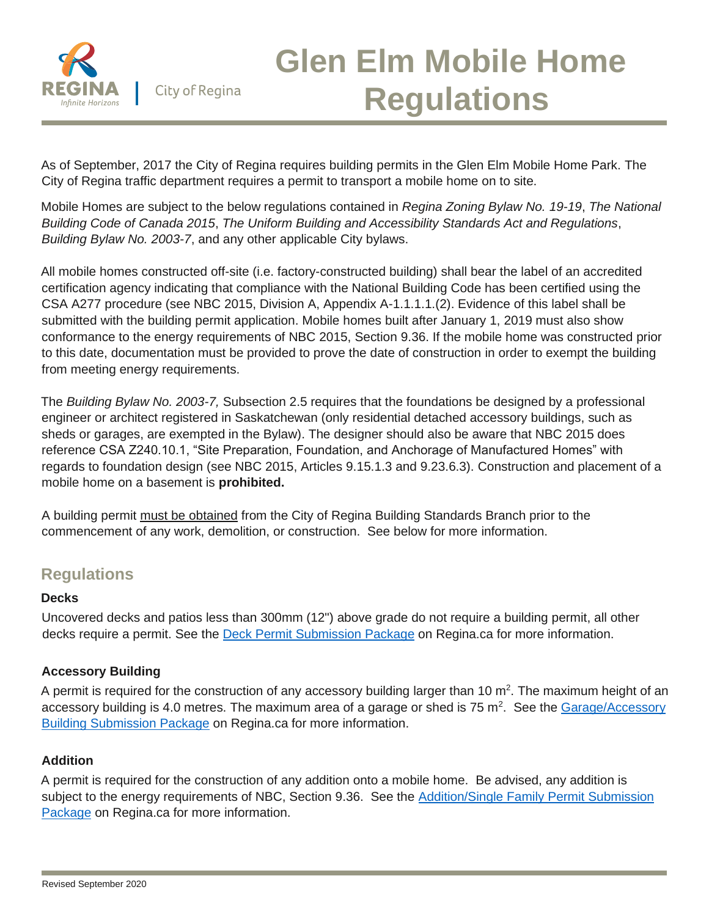# Glen Elm Mobile Home Regulations

As of September, 2017 the City of Regina requires building permits in the Glen Elm Mobile Home Park. The City of Regina traffic department requires a permit to transport a mobile home on to site.

Mobile Homes are subject to the below regulations contained in *Regina Zoning Bylaw No. 19-19*, *The National Building Code of Canada 2015*, *The Uniform Building and Accessibility Standards Act and Regulations*, *Building Bylaw No. 2003-7*, and any other applicable City bylaws.

All mobile homes constructed off-site (i.e. factory-constructed building) shall bear the label of an accredited certification agency indicating that compliance with the National Building Code has been certified using the CSA A277 procedure (see NBC 2015, Division A, Appendix A-1.1.1.1.(2). Evidence of this label shall be submitted with the building permit application. Mobile homes built after January 1, 2019 must also show conformance to the energy requirements of NBC 2015, Section 9.36. If the mobile home was constructed prior to this date, documentation must be provided to prove the date of construction in order to exempt the building from meeting energy requirements.

The *Building Bylaw No. 2003-7,* Subsection 2.5 requires that the foundations be designed by a professional engineer or architect registered in Saskatchewan (only residential detached accessory buildings, such as sheds or garages, are exempted in the Bylaw). The designer should also be aware that NBC 2015 does reference CSA Z240.10.1, "Site Preparation, Foundation, and Anchorage of Manufactured Homes" with regards to foundation design (see NBC 2015, Articles 9.15.1.3 and 9.23.6.3). Construction and placement of a mobile home on a basement is **prohibited.**

A building permit must be obtained from the City of Regina Building Standards Branch prior to the commencement of any work, demolition, or construction. See below for more information.

## Regulations

### Decks

Uncovered decks and patios less than 300mm (12") above grade do not require a building permit, all other decks require a permit. See the Deck Permit Submission Package on Regina.ca for more information.

### Accessory Building

A permit is required for the construction of any accessory building larger than 10 $m^2$. The maximum height of an accessory building is 4.0 metres. The maximum area of a garage or shed is 75 $m^2$. See the Garage/Accessory Building Submission Package on Regina.ca for more information.

### Addition

A permit is required for the construction of any addition onto a mobile home. Be advised, any addition is subject to the energy requirements of NBC, Section 9.36. See the Addition/Single Family Permit Submission Package on Regina.ca for more information.

Revised September 2020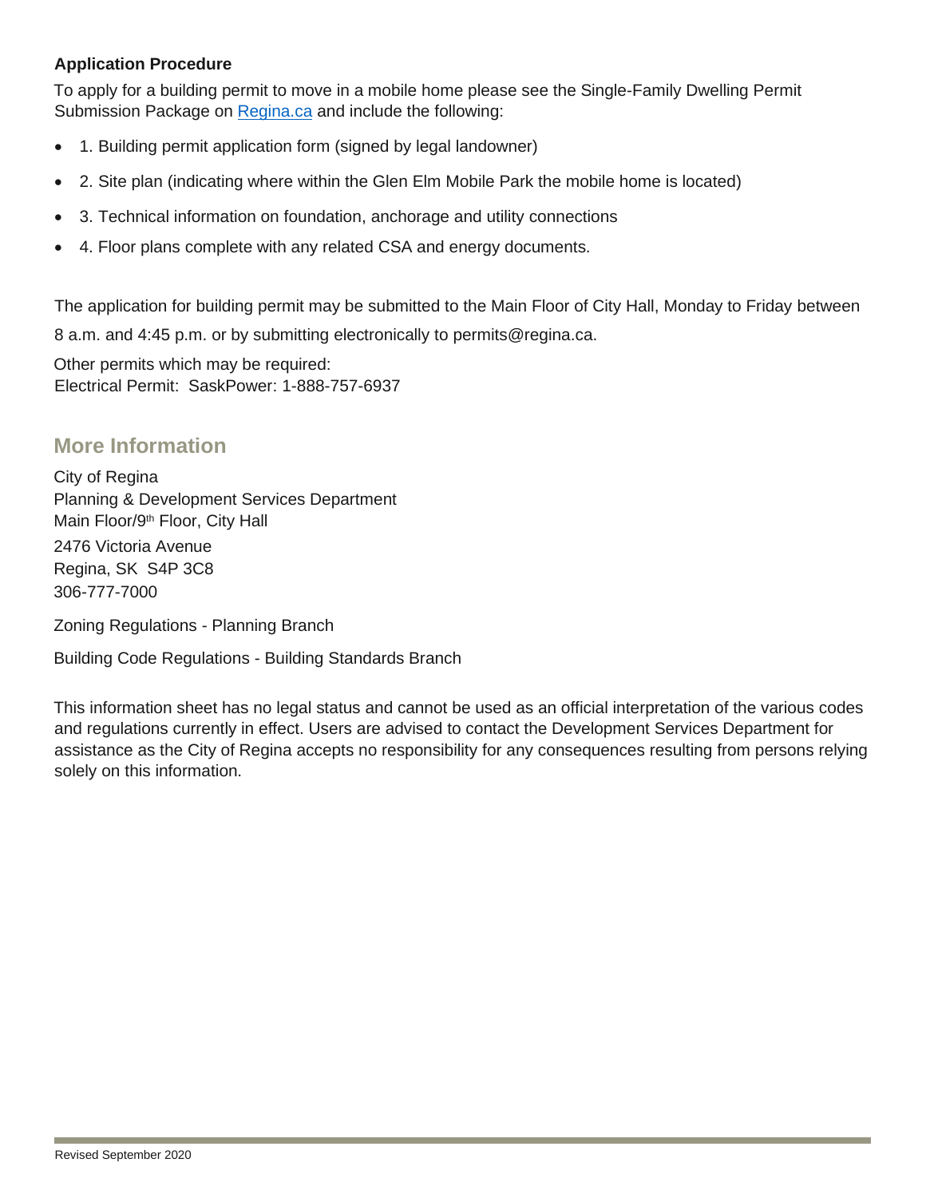**Application Procedure**

To apply for a building permit to move in a mobile home please see the Single-Family Dwelling Permit Submission Package on [Regina.ca](Regina.ca) and include the following:

- 1. Building permit application form (signed by legal landowner)
- 2. Site plan (indicating where within the Glen Elm Mobile Park the mobile home is located)
- 3. Technical information on foundation, anchorage and utility connections
- 4. Floor plans complete with any related CSA and energy documents.

The application for building permit may be submitted to the Main Floor of City Hall, Monday to Friday between 8 a.m. and 4:45 p.m. or by submitting electronically to permits@regina.ca.

Other permits which may be required:
Electrical Permit: SaskPower: 1-888-757-6937

## More Information

City of Regina
Planning & Development Services Department
Main Floor/9th Floor, City Hall
2476 Victoria Avenue
Regina, SK S4P 3C8
306-777-7000

Zoning Regulations - Planning Branch

Building Code Regulations - Building Standards Branch

This information sheet has no legal status and cannot be used as an official interpretation of the various codes and regulations currently in effect. Users are advised to contact the Development Services Department for assistance as the City of Regina accepts no responsibility for any consequences resulting from persons relying solely on this information.

Revised September 2020